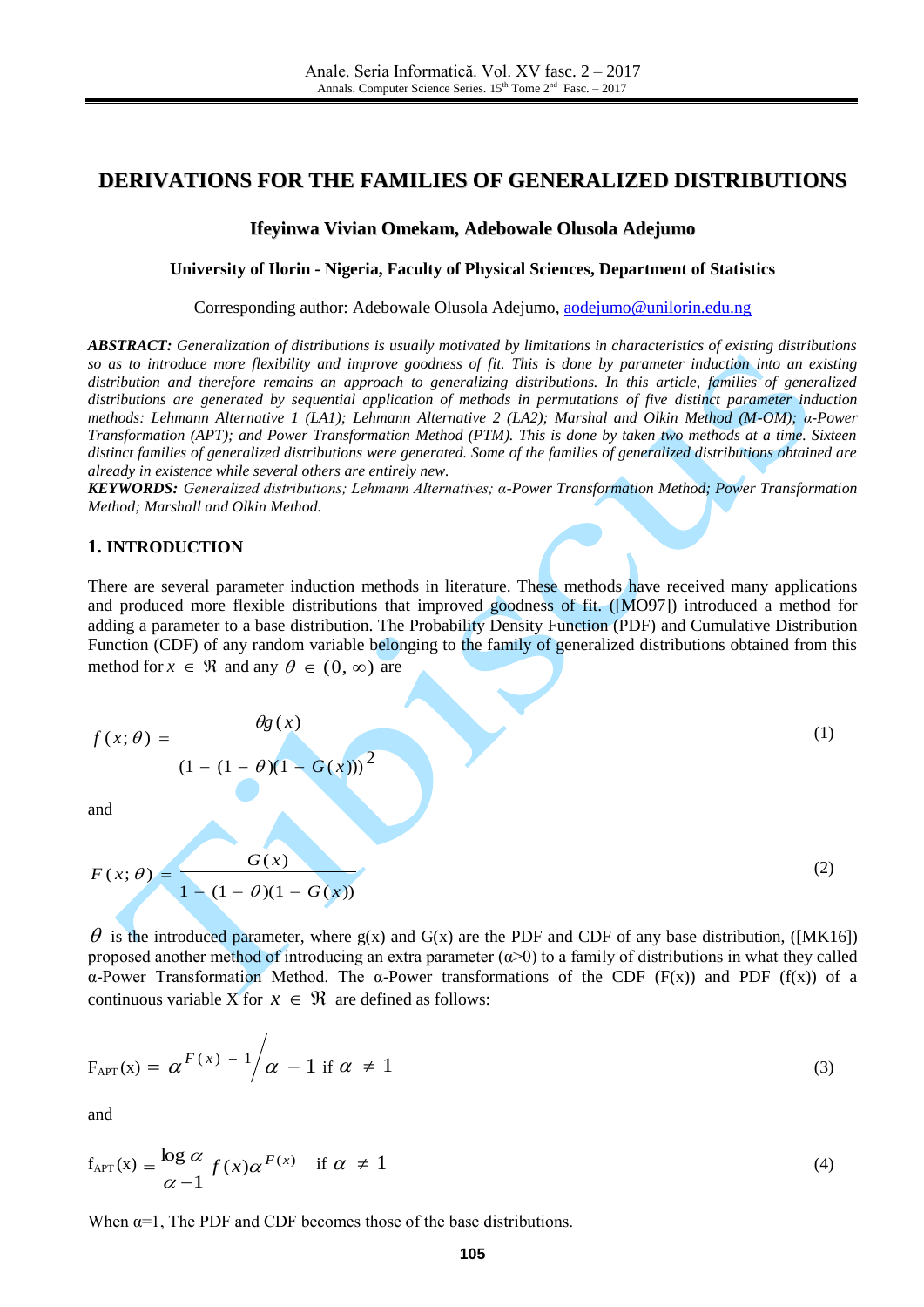# DERIVATIONS FOR THE FAMILIES OF GENERALIZED DISTRIBUTIONS

**Ifeyinwa Vivian Omekam, Adebowale Olusola Adejumo**

**University of Ilorin - Nigeria, Faculty of Physical Sciences, Department of Statistics**

Corresponding author: Adebowale Olusola Adejumo, aodejumo@unilorin.edu.ng

***ABSTRACT:*** *Generalization of distributions is usually motivated by limitations in characteristics of existing distributions so as to introduce more flexibility and improve goodness of fit. This is done by parameter induction into an existing distribution and therefore remains an approach to generalizing distributions. In this article, families of generalized distributions are generated by sequential application of methods in permutations of five distinct parameter induction methods: Lehmann Alternative 1 (LA1); Lehmann Alternative 2 (LA2); Marshal and Olkin Method (M-OM); α-Power Transformation (APT); and Power Transformation Method (PTM). This is done by taken two methods at a time. Sixteen distinct families of generalized distributions were generated. Some of the families of generalized distributions obtained are already in existence while several others are entirely new.*

***KEYWORDS:*** *Generalized distributions; Lehmann Alternatives; α-Power Transformation Method; Power Transformation Method; Marshall and Olkin Method.*

## 1. INTRODUCTION

There are several parameter induction methods in literature. These methods have received many applications and produced more flexible distributions that improved goodness of fit. ([MO97]) introduced a method for adding a parameter to a base distribution. The Probability Density Function (PDF) and Cumulative Distribution Function (CDF) of any random variable belonging to the family of generalized distributions obtained from this method for $x \in \Re$ and any $\theta \in (0, \infty)$ are

$$f(x;\theta) = \frac{\theta g(x)}{(1 - (1 - \theta)(1 - G(x)))^2} \tag{1}$$

and

$$F(x;\theta) = \frac{G(x)}{1 - (1 - \theta)(1 - G(x))} \tag{2}$$

$\theta$ is the introduced parameter, where g(x) and G(x) are the PDF and CDF of any base distribution, ([MK16]) proposed another method of introducing an extra parameter ($\alpha$>0) to a family of distributions in what they called α-Power Transformation Method. The α-Power transformations of the CDF (F(x)) and PDF (f(x)) of a continuous variable X for $x \in \Re$ are defined as follows:

$$F_{APT}(x) = \alpha^{F(x)} - 1 \Big/ \alpha - 1 \text{ if } \alpha \neq 1 \tag{3}$$

and

$$f_{APT}(x) = \frac{\log \alpha}{\alpha - 1} f(x) \alpha^{F(x)} \quad \text{if } \alpha \neq 1 \tag{4}$$

When $\alpha$=1, The PDF and CDF becomes those of the base distributions.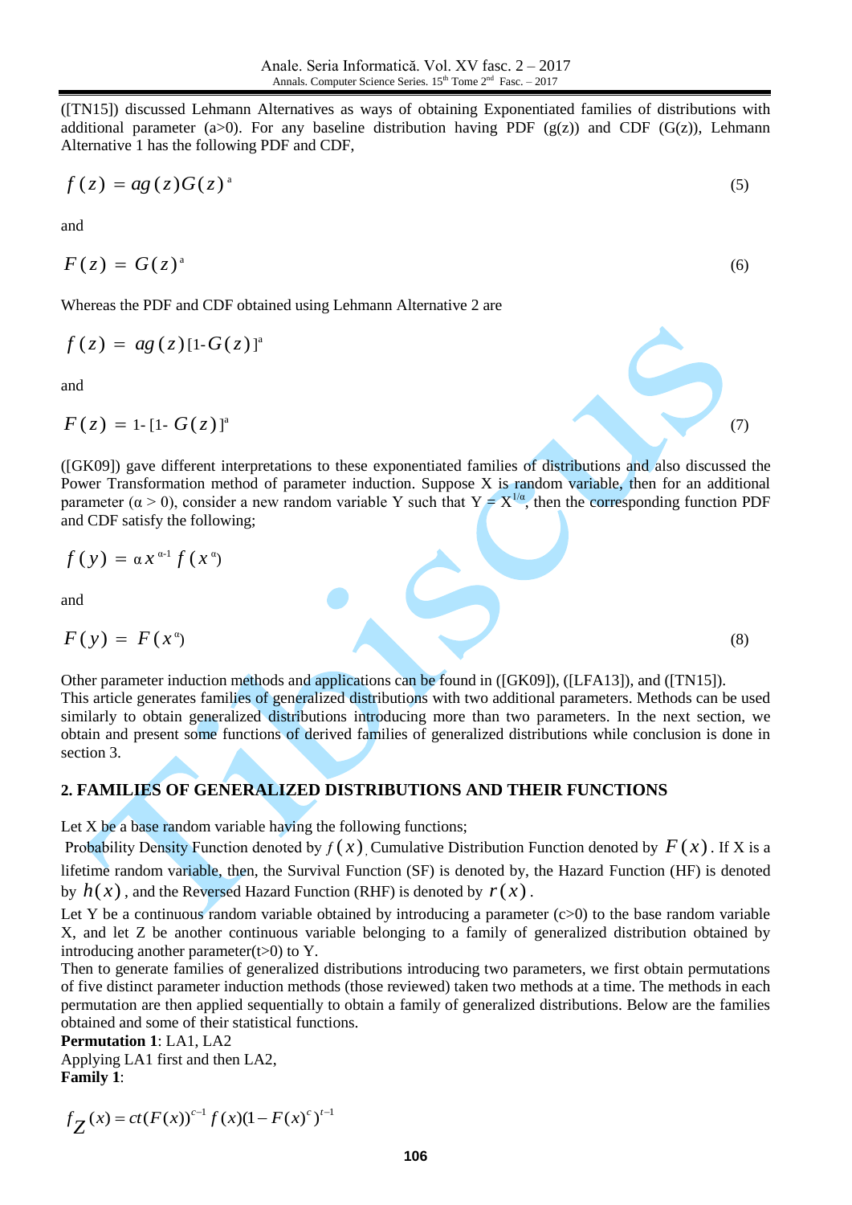([TN15]) discussed Lehmann Alternatives as ways of obtaining Exponentiated families of distributions with additional parameter (a>0). For any baseline distribution having PDF (g(z)) and CDF (G(z)), Lehmann Alternative 1 has the following PDF and CDF,

$$f(z) = ag(z)G(z)^{a} \tag{5}$$

and

$$F(z) = G(z)^{a} \tag{6}$$

Whereas the PDF and CDF obtained using Lehmann Alternative 2 are

$$f(z) = ag(z)[1\text{-}G(z)]^{a}$$

and

$$F(z) = 1\text{-}[1\text{-}G(z)]^{a} \tag{7}$$

([GK09]) gave different interpretations to these exponentiated families of distributions and also discussed the Power Transformation method of parameter induction. Suppose X is random variable, then for an additional parameter ($\alpha > 0$), consider a new random variable Y such that $Y = X^{1/\alpha}$, then the corresponding function PDF and CDF satisfy the following;

$$f(y) = \alpha x^{\alpha-1} f(x^{\alpha})$$

and

$$F(y) = F(x^{\alpha}) \tag{8}$$

Other parameter induction methods and applications can be found in ([GK09]), ([LFA13]), and ([TN15]).
This article generates families of generalized distributions with two additional parameters. Methods can be used similarly to obtain generalized distributions introducing more than two parameters. In the next section, we obtain and present some functions of derived families of generalized distributions while conclusion is done in section 3.

## 2. FAMILIES OF GENERALIZED DISTRIBUTIONS AND THEIR FUNCTIONS

Let X be a base random variable having the following functions;
Probability Density Function denoted by $f(x)$, Cumulative Distribution Function denoted by $F(x)$. If X is a lifetime random variable, then, the Survival Function (SF) is denoted by, the Hazard Function (HF) is denoted by $h(x)$, and the Reversed Hazard Function (RHF) is denoted by $r(x)$.
Let Y be a continuous random variable obtained by introducing a parameter (c>0) to the base random variable X, and let Z be another continuous variable belonging to a family of generalized distribution obtained by introducing another parameter(t>0) to Y.
Then to generate families of generalized distributions introducing two parameters, we first obtain permutations of five distinct parameter induction methods (those reviewed) taken two methods at a time. The methods in each permutation are then applied sequentially to obtain a family of generalized distributions. Below are the families obtained and some of their statistical functions.

**Permutation 1**: LA1, LA2
Applying LA1 first and then LA2,
**Family 1**:

$$f_{Z}(x) = ct(F(x))^{c-1} f(x)(1-F(x)^{c})^{t-1}$$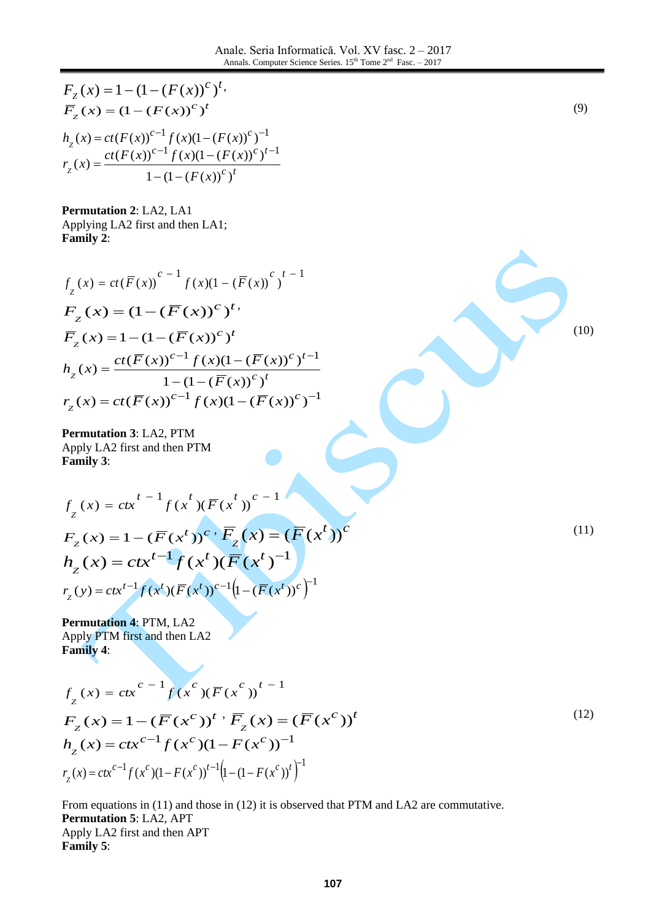$$
\begin{aligned}
F_z(x) &= 1-(1-(F(x))^c)^t, \\
\overline{F}_z(x) &= (1-(F(x))^c)^t \\
h_z(x) &= ct(F(x))^{c-1} f(x)(1-(F(x))^c)^{-1} \\
r_z(x) &= \frac{ct(F(x))^{c-1} f(x)(1-(F(x))^c)^{t-1}}{1-(1-(F(x))^c)^t}
\end{aligned} \tag{9}
$$

**Permutation 2**: LA2, LA1
Applying LA2 first and then LA1;
**Family 2**:

$$
\begin{aligned}
f_z(x) &= ct(\overline{F}(x))^{c-1} f(x)(1-(\overline{F}(x))^c)^{t-1} \\
F_z(x) &= (1-(\overline{F}(x))^c)^t, \\
\overline{F}_z(x) &= 1-(1-(\overline{F}(x))^c)^t \\
h_z(x) &= \frac{ct(\overline{F}(x))^{c-1} f(x)(1-(\overline{F}(x))^c)^{t-1}}{1-(1-(\overline{F}(x))^c)^t} \\
r_z(x) &= ct(\overline{F}(x))^{c-1} f(x)(1-(\overline{F}(x))^c)^{-1}
\end{aligned} \tag{10}
$$

**Permutation 3**: LA2, PTM
Apply LA2 first and then PTM
**Family 3**:

$$
\begin{aligned}
f_z(x) &= ctx^{t-1} f(x^t)(\overline{F}(x^t))^{c-1} \\
F_z(x) &= 1-(\overline{F}(x^t))^c, \ \overline{F}_z(x) = (\overline{F}(x^t))^c \\
h_z(x) &= ctx^{t-1} f(x^t)(\overline{F}(x^t))^{-1} \\
r_z(y) &= ctx^{t-1} f(x^t)(\overline{F}(x^t))^{c-1}\left(1-(\overline{F}(x^t))^c\right)^{-1}
\end{aligned} \tag{11}
$$

**Permutation 4**: PTM, LA2
Apply PTM first and then LA2
**Family 4**:

$$
\begin{aligned}
f_z(x) &= ctx^{c-1} f(x^c)(\overline{F}(x^c))^{t-1} \\
F_z(x) &= 1-(\overline{F}(x^c))^t, \ \overline{F}_z(x) = (\overline{F}(x^c))^t \\
h_z(x) &= ctx^{c-1} f(x^c)(1-F(x^c))^{-1} \\
r_z(x) &= ctx^{c-1} f(x^c)(1-F(x^c))^{t-1}\left(1-(1-F(x^c))^t\right)^{-1}
\end{aligned} \tag{12}
$$

From equations in (11) and those in (12) it is observed that PTM and LA2 are commutative.
**Permutation 5**: LA2, APT
Apply LA2 first and then APT
**Family 5**: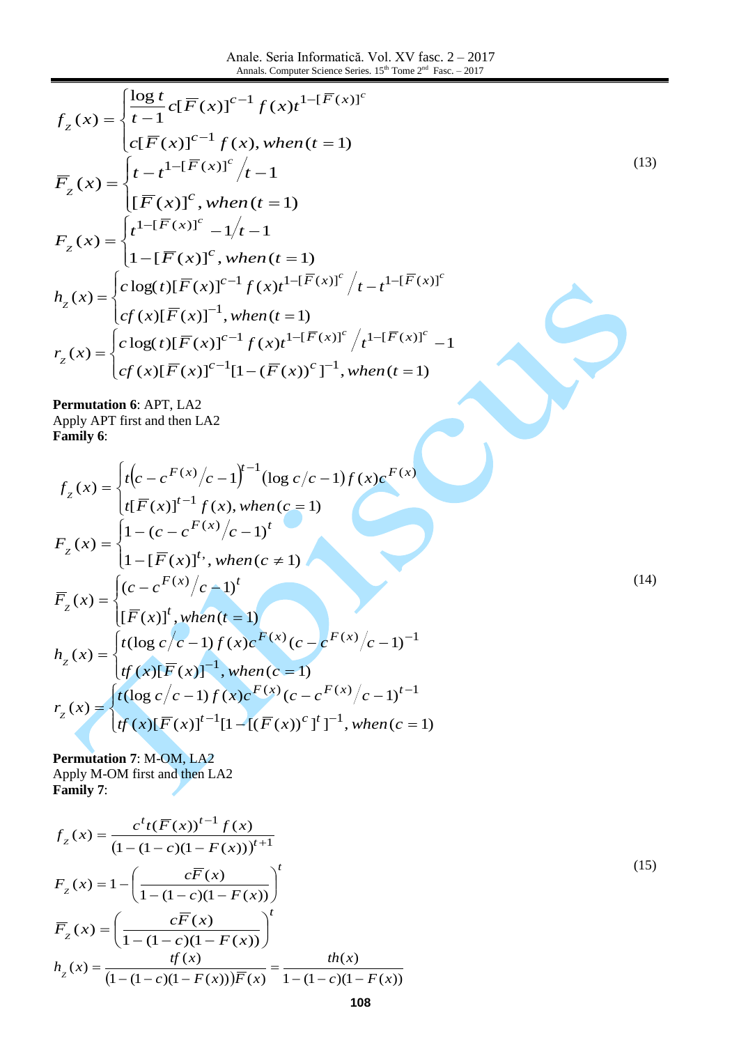$$
\begin{aligned}
f_z(x) &= \begin{cases} \dfrac{\log t}{t-1} c[\overline{F}(x)]^{c-1} f(x) t^{1-[\overline{F}(x)]^c} \\ c[\overline{F}(x)]^{c-1} f(x), \, when\,(t=1) \end{cases} \\
\overline{F}_z(x) &= \begin{cases} t - t^{1-[\overline{F}(x)]^c} \big/ t-1 \\ [\overline{F}(x)]^c, \, when\,(t=1) \end{cases} \\
F_z(x) &= \begin{cases} t^{1-[\overline{F}(x)]^c} - 1 \big/ t-1 \\ 1-[\overline{F}(x)]^c, \, when\,(t=1) \end{cases} \\
h_z(x) &= \begin{cases} c\log(t)[\overline{F}(x)]^{c-1} f(x) t^{1-[\overline{F}(x)]^c} \big/ t - t^{1-[\overline{F}(x)]^c} \\ cf(x)[\overline{F}(x)]^{-1}, \, when\,(t=1) \end{cases} \\
r_z(x) &= \begin{cases} c\log(t)[\overline{F}(x)]^{c-1} f(x) t^{1-[\overline{F}(x)]^c} \big/ t^{1-[\overline{F}(x)]^c} - 1 \\ cf(x)[\overline{F}(x)]^{c-1}[1-(\overline{F}(x))^c]^{-1}, \, when\,(t=1) \end{cases}
\end{aligned}
\tag{13}
$$

**Permutation 6**: APT, LA2
Apply APT first and then LA2
**Family 6**:

$$
\begin{aligned}
f_z(x) &= \begin{cases} t\left(c - c^{F(x)} \big/ c-1\right)^{t-1} (\log c/c-1) f(x) c^{F(x)} \\ t[\overline{F}(x)]^{t-1} f(x), \, when\,(c=1) \end{cases} \\
F_z(x) &= \begin{cases} 1-(c - c^{F(x)} \big/ c-1)^t \\ 1-[\overline{F}(x)]^{t}, \, when\,(c \neq 1) \end{cases} \\
\overline{F}_z(x) &= \begin{cases} (c - c^{F(x)} \big/ c-1)^t \\ [\overline{F}(x)]^t, \, when\,(t=1) \end{cases} \\
h_z(x) &= \begin{cases} t(\log c/c-1) f(x) c^{F(x)} (c - c^{F(x)} \big/ c-1)^{-1} \\ tf(x)[\overline{F}(x)]^{-1}, \, when\,(c=1) \end{cases} \\
r_z(x) &= \begin{cases} t(\log c/c-1) f(x) c^{F(x)} (c - c^{F(x)} \big/ c-1)^{t-1} \\ tf(x)[\overline{F}(x)]^{t-1}[1-[(\overline{F}(x))^c]^t]^{-1}, \, when\,(c=1) \end{cases}
\end{aligned}
\tag{14}
$$

**Permutation 7**: M-OM, LA2
Apply M-OM first and then LA2
**Family 7**:

$$
\begin{aligned}
f_z(x) &= \frac{c^t t(\overline{F}(x))^{t-1} f(x)}{(1-(1-c)(1-F(x)))^{t+1}} \\
F_z(x) &= 1 - \left( \frac{c\overline{F}(x)}{1-(1-c)(1-F(x))} \right)^t \\
\overline{F}_z(x) &= \left( \frac{c\overline{F}(x)}{1-(1-c)(1-F(x))} \right)^t \\
h_z(x) &= \frac{tf(x)}{(1-(1-c)(1-F(x)))\overline{F}(x)} = \frac{th(x)}{1-(1-c)(1-F(x))}
\end{aligned}
\tag{15}
$$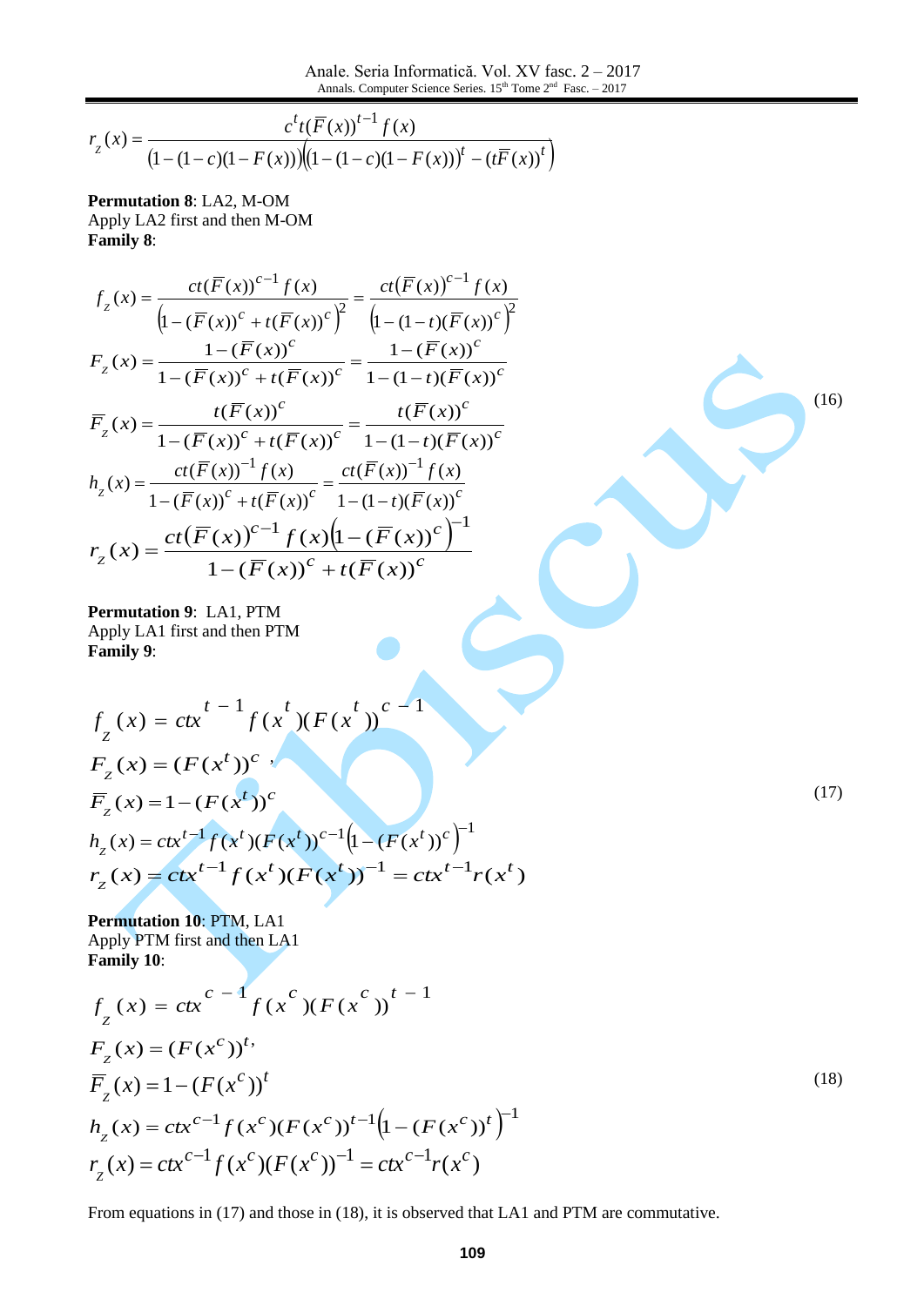$$r_z(x) = \frac{c^t t(\bar{F}(x))^{t-1} f(x)}{(1-(1-c)(1-F(x)))\left((1-(1-c)(1-F(x)))^t - (t\bar{F}(x))^t\right)}$$

**Permutation 8**: LA2, M-OM
Apply LA2 first and then M-OM
**Family 8**:

$$
\begin{aligned}
f_z(x) &= \frac{ct(\bar{F}(x))^{c-1} f(x)}{\left(1-(\bar{F}(x))^c + t(\bar{F}(x))^c\right)^2} = \frac{ct(\bar{F}(x))^{c-1} f(x)}{\left(1-(1-t)(\bar{F}(x))^c\right)^2} \\
F_z(x) &= \frac{1-(\bar{F}(x))^c}{1-(\bar{F}(x))^c + t(\bar{F}(x))^c} = \frac{1-(\bar{F}(x))^c}{1-(1-t)(\bar{F}(x))^c} \\
\bar{F}_z(x) &= \frac{t(\bar{F}(x))^c}{1-(\bar{F}(x))^c + t(\bar{F}(x))^c} = \frac{t(\bar{F}(x))^c}{1-(1-t)(\bar{F}(x))^c} \\
h_z(x) &= \frac{ct(\bar{F}(x))^{-1} f(x)}{1-(\bar{F}(x))^c + t(\bar{F}(x))^c} = \frac{ct(\bar{F}(x))^{-1} f(x)}{1-(1-t)(\bar{F}(x))^c} \\
r_z(x) &= \frac{ct(\bar{F}(x))^{c-1} f(x)\left(1-(\bar{F}(x))^c\right)^{-1}}{1-(\bar{F}(x))^c + t(\bar{F}(x))^c}
\end{aligned}
\tag{16}
$$

**Permutation 9**: LA1, PTM
Apply LA1 first and then PTM
**Family 9**:

$$
\begin{aligned}
f_z(x) &= ctx^{t-1} f(x^t)(F(x^t))^{c-1} \\
F_z(x) &= (F(x^t))^c, \\
\bar{F}_z(x) &= 1-(F(x^t))^c \\
h_z(x) &= ctx^{t-1} f(x^t)(F(x^t))^{c-1}\left(1-(F(x^t))^c\right)^{-1} \\
r_z(x) &= ctx^{t-1} f(x^t)(F(x^t))^{-1} = ctx^{t-1} r(x^t)
\end{aligned}
\tag{17}
$$

**Permutation 10**: PTM, LA1
Apply PTM first and then LA1
**Family 10**:

$$
\begin{aligned}
f_z(x) &= ctx^{c-1} f(x^c)(F(x^c))^{t-1} \\
F_z(x) &= (F(x^c))^t, \\
\bar{F}_z(x) &= 1-(F(x^c))^t \\
h_z(x) &= ctx^{c-1} f(x^c)(F(x^c))^{t-1}\left(1-(F(x^c))^t\right)^{-1} \\
r_z(x) &= ctx^{c-1} f(x^c)(F(x^c))^{-1} = ctx^{c-1} r(x^c)
\end{aligned}
\tag{18}
$$

From equations in (17) and those in (18), it is observed that LA1 and PTM are commutative.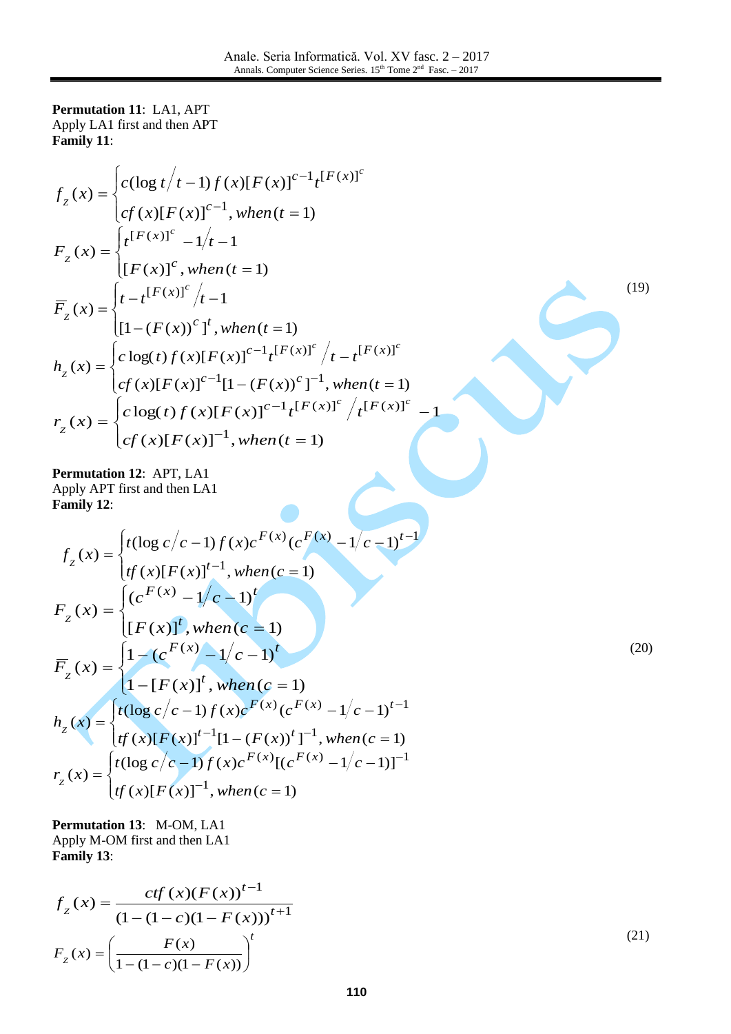**Permutation 11**: LA1, APT
Apply LA1 first and then APT
**Family 11**:

$$
\begin{aligned}
f_z(x) &= \begin{cases} c(\log t/t-1)\, f(x)[F(x)]^{c-1} t^{[F(x)]^c} \\ cf(x)[F(x)]^{c-1}, when(t=1) \end{cases} \\
F_z(x) &= \begin{cases} t^{[F(x)]^c} - 1/t-1 \\ [F(x)]^c, when(t=1) \end{cases} \\
\overline{F}_z(x) &= \begin{cases} t - t^{[F(x)]^c}/t-1 \\ [1-(F(x))^c]^t, when(t=1) \end{cases} \\
h_z(x) &= \begin{cases} c\log(t)\, f(x)[F(x)]^{c-1} t^{[F(x)]^c}/t - t^{[F(x)]^c} \\ cf(x)[F(x)]^{c-1}[1-(F(x))^c]^{-1}, when(t=1) \end{cases} \\
r_z(x) &= \begin{cases} c\log(t)\, f(x)[F(x)]^{c-1} t^{[F(x)]^c}/t^{[F(x)]^c} - 1 \\ cf(x)[F(x)]^{-1}, when(t=1) \end{cases}
\end{aligned} \tag{19}
$$

**Permutation 12**: APT, LA1
Apply APT first and then LA1
**Family 12**:

$$
\begin{aligned}
f_z(x) &= \begin{cases} t(\log c/c-1)\, f(x)c^{F(x)}(c^{F(x)} - 1/c-1)^{t-1} \\ tf(x)[F(x)]^{t-1}, when(c=1) \end{cases} \\
F_z(x) &= \begin{cases} (c^{F(x)} - 1/c-1)^t \\ [F(x)]^t, when(c=1) \end{cases} \\
\overline{F}_z(x) &= \begin{cases} 1-(c^{F(x)} - 1/c-1)^t \\ 1-[F(x)]^t, when(c=1) \end{cases} \\
h_z(x) &= \begin{cases} t(\log c/c-1)\, f(x)c^{F(x)}(c^{F(x)} - 1/c-1)^{t-1} \\ tf(x)[F(x)]^{t-1}[1-(F(x))^t]^{-1}, when(c=1) \end{cases} \\
r_z(x) &= \begin{cases} t(\log c/c-1)\, f(x)c^{F(x)}[(c^{F(x)} - 1/c-1)]^{-1} \\ tf(x)[F(x)]^{-1}, when(c=1) \end{cases}
\end{aligned} \tag{20}
$$

**Permutation 13**: M-OM, LA1
Apply M-OM first and then LA1
**Family 13**:

$$
\begin{aligned}
f_z(x) &= \frac{ctf(x)(F(x))^{t-1}}{(1-(1-c)(1-F(x)))^{t+1}} \\
F_z(x) &= \left(\frac{F(x)}{1-(1-c)(1-F(x))}\right)^t
\end{aligned} \tag{21}
$$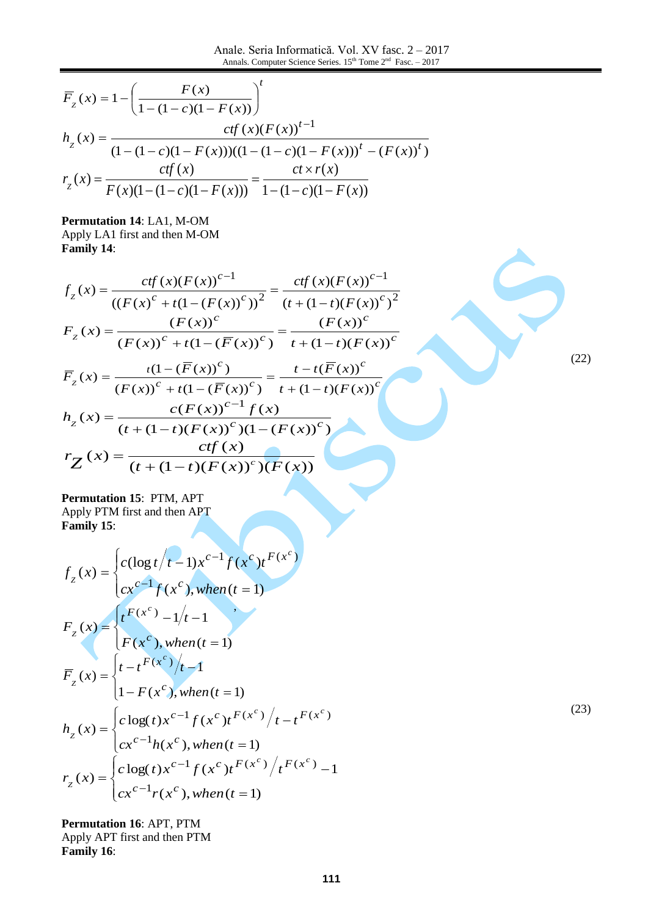$$\bar{F}_z(x) = 1 - \left(\frac{F(x)}{1-(1-c)(1-F(x))}\right)^t$$

$$h_z(x) = \frac{ctf(x)(F(x))^{t-1}}{(1-(1-c)(1-F(x)))((1-(1-c)(1-F(x)))^t - (F(x))^t)}$$

$$r_z(x) = \frac{ctf(x)}{F(x)(1-(1-c)(1-F(x)))} = \frac{ct \times r(x)}{1-(1-c)(1-F(x))}$$

**Permutation 14**: LA1, M-OM
Apply LA1 first and then M-OM
**Family 14**:

$$\begin{aligned}
f_z(x) &= \frac{ctf(x)(F(x))^{c-1}}{((F(x)^c + t(1-(F(x))^c))^2} = \frac{ctf(x)(F(x))^{c-1}}{(t+(1-t)(F(x))^c)^2} \\
F_z(x) &= \frac{(F(x))^c}{(F(x))^c + t(1-(\bar{F}(x))^c)} = \frac{(F(x))^c}{t+(1-t)(F(x))^c} \\
\bar{F}_z(x) &= \frac{t(1-(\bar{F}(x))^c)}{(F(x))^c + t(1-(\bar{F}(x))^c)} = \frac{t - t(\bar{F}(x))^c}{t+(1-t)(F(x))^c} \\
h_z(x) &= \frac{c(F(x))^{c-1} f(x)}{(t+(1-t)(F(x))^c)(1-(F(x))^c)} \\
r_Z(x) &= \frac{ctf(x)}{(t+(1-t)(F(x))^c)(F(x))}
\end{aligned} \tag{22}$$

**Permutation 15**: PTM, APT
Apply PTM first and then APT
**Family 15**:

$$\begin{aligned}
f_z(x) &= \begin{cases} c(\log t / t-1)x^{c-1} f(x^c) t^{F(x^c)} \\ cx^{c-1} f(x^c), when(t=1) \end{cases} \\
F_z(x) &= \begin{cases} t^{F(x^c)} - 1 / t-1 \\ F(x^c), when(t=1) \end{cases} \\
\bar{F}_z(x) &= \begin{cases} t - t^{F(x^c)} / t-1 \\ 1-F(x^c), when(t=1) \end{cases} \\
h_z(x) &= \begin{cases} c\log(t) x^{c-1} f(x^c) t^{F(x^c)} / t - t^{F(x^c)} \\ cx^{c-1} h(x^c), when(t=1) \end{cases} \\
r_z(x) &= \begin{cases} c\log(t) x^{c-1} f(x^c) t^{F(x^c)} / t^{F(x^c)} - 1 \\ cx^{c-1} r(x^c), when(t=1) \end{cases}
\end{aligned} \tag{23}$$

**Permutation 16**: APT, PTM
Apply APT first and then PTM
**Family 16**: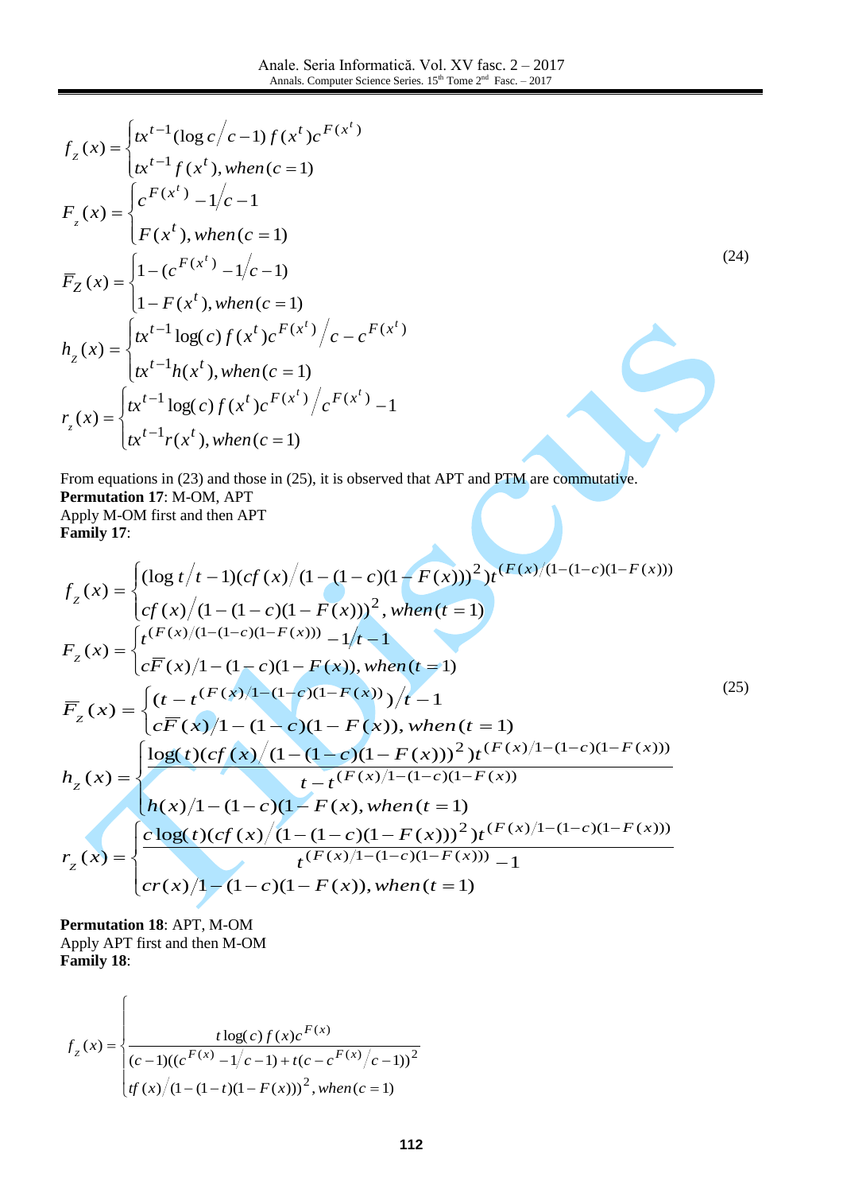$$
\begin{aligned}
f_z(x) &= \begin{cases} tx^{t-1}(\log c/c-1)\,f(x^t)c^{F(x^t)} \\ tx^{t-1}f(x^t), when(c=1) \end{cases} \\
F_z(x) &= \begin{cases} c^{F(x^t)}-1/c-1 \\ F(x^t), when(c=1) \end{cases} \\
\bar{F}_Z(x) &= \begin{cases} 1-(c^{F(x^t)}-1/c-1) \\ 1-F(x^t), when(c=1) \end{cases} \\
h_z(x) &= \begin{cases} tx^{t-1}\log(c)\,f(x^t)c^{F(x^t)}/c-c^{F(x^t)} \\ tx^{t-1}h(x^t), when(c=1) \end{cases} \\
r_z(x) &= \begin{cases} tx^{t-1}\log(c)\,f(x^t)c^{F(x^t)}/c^{F(x^t)}-1 \\ tx^{t-1}r(x^t), when(c=1) \end{cases}
\end{aligned} \tag{24}
$$

From equations in (23) and those in (25), it is observed that APT and PTM are commutative.

**Permutation 17**: M-OM, APT

Apply M-OM first and then APT

**Family 17**:

$$
\begin{aligned}
f_z(x) &= \begin{cases} (\log t/t-1)(cf(x)/(1-(1-c)(1-F(x)))^2)t^{(F(x)/(1-(1-c)(1-F(x)))} \\ cf(x)/(1-(1-c)(1-F(x)))^2, when(t=1) \end{cases} \\
F_z(x) &= \begin{cases} t^{(F(x)/(1-(1-c)(1-F(x)))}-1/t-1 \\ c\bar{F}(x)/1-(1-c)(1-F(x)), when(t=1) \end{cases} \\
\bar{F}_z(x) &= \begin{cases} (t-t^{(F(x)/1-(1-c)(1-F(x)))})/t-1 \\ c\bar{F}(x)/1-(1-c)(1-F(x)), when(t=1) \end{cases} \\
h_z(x) &= \begin{cases} \dfrac{\log(t)(cf(x)/(1-(1-c)(1-F(x)))^2)t^{(F(x)/1-(1-c)(1-F(x)))}}{t-t^{(F(x)/1-(1-c)(1-F(x))}} \\ h(x)/1-(1-c)(1-F(x), when(t=1) \end{cases} \\
r_z(x) &= \begin{cases} \dfrac{c\log(t)(cf(x)/(1-(1-c)(1-F(x)))^2)t^{(F(x)/1-(1-c)(1-F(x)))}}{t^{(F(x)/1-(1-c)(1-F(x)))}-1} \\ cr(x)/1-(1-c)(1-F(x)), when(t=1) \end{cases}
\end{aligned} \tag{25}
$$

**Permutation 18**: APT, M-OM

Apply APT first and then M-OM

**Family 18**:

$$
f_z(x) = \begin{cases} \\ \dfrac{t\log(c)\,f(x)c^{F(x)}}{(c-1)((c^{F(x)}-1/c-1)+t(c-c^{F(x)}/c-1))^2} \\ tf(x)/(1-(1-t)(1-F(x)))^2, when(c=1) \end{cases}
$$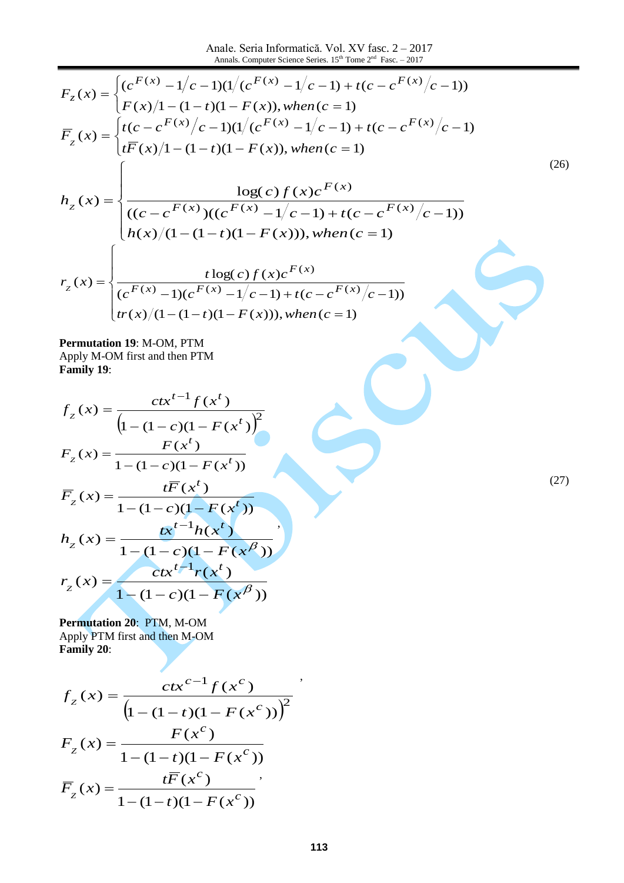$$
F_z(x) = \begin{cases} (c^{F(x)} - 1/c - 1)(1/(c^{F(x)} - 1/c - 1) + t(c - c^{F(x)}/c - 1)) \\ F(x)/1 - (1-t)(1-F(x)), when (c=1) \end{cases}
$$

$$
\overline{F}_z(x) = \begin{cases} t(c - c^{F(x)}/c - 1)(1/(c^{F(x)} - 1/c - 1) + t(c - c^{F(x)}/c - 1) \\ t\overline{F}(x)/1 - (1-t)(1-F(x)), when (c=1) \end{cases}
$$

$$
h_z(x) = \begin{cases} \dfrac{\log(c) f(x) c^{F(x)}}{((c - c^{F(x)})((c^{F(x)} - 1/c - 1) + t(c - c^{F(x)}/c - 1))} \\ h(x)/(1 - (1-t)(1-F(x))), when (c=1) \end{cases} \tag{26}
$$

$$
r_z(x) = \begin{cases} \dfrac{t \log(c) f(x) c^{F(x)}}{(c^{F(x)} - 1)(c^{F(x)} - 1/c - 1) + t(c - c^{F(x)}/c - 1))} \\ tr(x)/(1 - (1-t)(1-F(x))), when (c=1) \end{cases}
$$

**Permutation 19**: M-OM, PTM
Apply M-OM first and then PTM
**Family 19**:

$$
\begin{aligned}
f_z(x) &= \frac{ctx^{t-1} f(x^t)}{\left(1 - (1-c)(1-F(x^t)\right)^2} \\
F_z(x) &= \frac{F(x^t)}{1 - (1-c)(1-F(x^t))} \\
\overline{F}_z(x) &= \frac{t\overline{F}(x^t)}{1 - (1-c)(1-F(x^t))} \\
h_z(x) &= \frac{tx^{t-1} h(x^t)}{1 - (1-c)(1-F(x^\beta))}, \\
r_z(x) &= \frac{ctx^{t-1} r(x^t)}{1 - (1-c)(1-F(x^\beta))}
\end{aligned} \tag{27}
$$

**Permutation 20**: PTM, M-OM
Apply PTM first and then M-OM
**Family 20**:

$$
\begin{aligned}
f_z(x) &= \frac{ctx^{c-1} f(x^c)}{\left(1 - (1-t)(1-F(x^c))\right)^2}, \\
F_z(x) &= \frac{F(x^c)}{1 - (1-t)(1-F(x^c))} \\
\overline{F}_z(x) &= \frac{t\overline{F}(x^c)}{1 - (1-t)(1-F(x^c))},
\end{aligned}
$$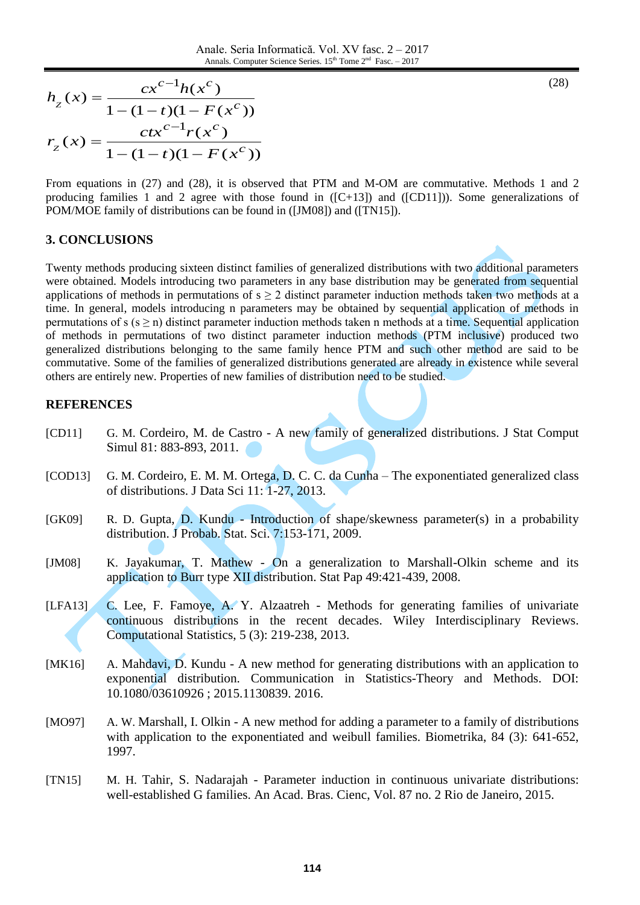$$h_z(x) = \frac{cx^{c-1}h(x^c)}{1-(1-t)(1-F(x^c))} \tag{28}$$

$$r_z(x) = \frac{ctx^{c-1}r(x^c)}{1-(1-t)(1-F(x^c))}$$

From equations in (27) and (28), it is observed that PTM and M-OM are commutative. Methods 1 and 2 producing families 1 and 2 agree with those found in ([C+13]) and ([CD11])). Some generalizations of POM/MOE family of distributions can be found in ([JM08]) and ([TN15]).

## 3. CONCLUSIONS

Twenty methods producing sixteen distinct families of generalized distributions with two additional parameters were obtained. Models introducing two parameters in any base distribution may be generated from sequential applications of methods in permutations of $s \geq 2$ distinct parameter induction methods taken two methods at a time. In general, models introducing n parameters may be obtained by sequential application of methods in permutations of s ($s \geq n$) distinct parameter induction methods taken n methods at a time. Sequential application of methods in permutations of two distinct parameter induction methods (PTM inclusive) produced two generalized distributions belonging to the same family hence PTM and such other method are said to be commutative. Some of the families of generalized distributions generated are already in existence while several others are entirely new. Properties of new families of distribution need to be studied.

## REFERENCES

[CD11] G. M. Cordeiro, M. de Castro - A new family of generalized distributions. J Stat Comput Simul 81: 883-893, 2011.

[COD13] G. M. Cordeiro, E. M. M. Ortega, D. C. C. da Cunha – The exponentiated generalized class of distributions. J Data Sci 11: 1-27, 2013.

[GK09] R. D. Gupta, D. Kundu - Introduction of shape/skewness parameter(s) in a probability distribution. J Probab. Stat. Sci. 7:153-171, 2009.

[JM08] K. Jayakumar, T. Mathew - On a generalization to Marshall-Olkin scheme and its application to Burr type XII distribution. Stat Pap 49:421-439, 2008.

[LFA13] C. Lee, F. Famoye, A. Y. Alzaatreh - Methods for generating families of univariate continuous distributions in the recent decades. Wiley Interdisciplinary Reviews. Computational Statistics, 5 (3): 219-238, 2013.

[MK16] A. Mahdavi, D. Kundu - A new method for generating distributions with an application to exponential distribution. Communication in Statistics-Theory and Methods. DOI: 10.1080/03610926 ; 2015.1130839. 2016.

[MO97] A. W. Marshall, I. Olkin - A new method for adding a parameter to a family of distributions with application to the exponentiated and weibull families. Biometrika, 84 (3): 641-652, 1997.

[TN15] M. H. Tahir, S. Nadarajah - Parameter induction in continuous univariate distributions: well-established G families. An Acad. Bras. Cienc, Vol. 87 no. 2 Rio de Janeiro, 2015.